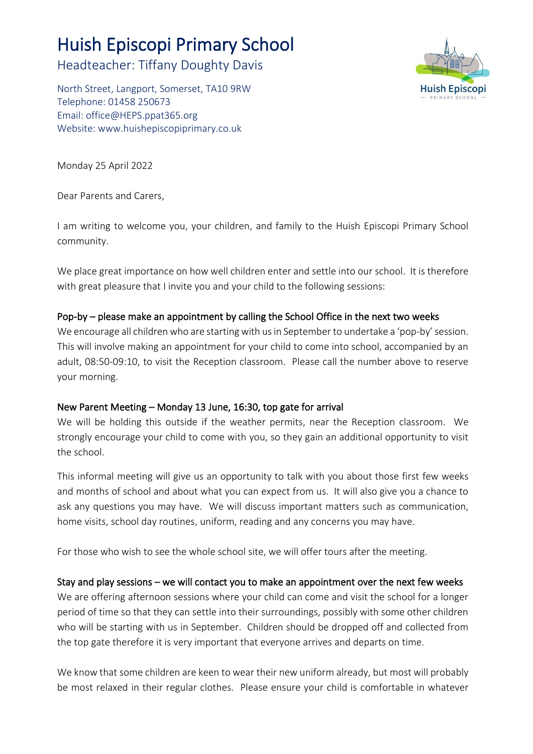# Huish Episcopi Primary School

## Headteacher: Tiffany Doughty Davis

North Street, Langport, Somerset, TA10 9RW
Telephone: 01458 250673
Email: office@HEPS.ppat365.org
Website: www.huishepiscopiprimary.co.uk

Monday 25 April 2022

Dear Parents and Carers,

I am writing to welcome you, your children, and family to the Huish Episcopi Primary School community.

We place great importance on how well children enter and settle into our school. It is therefore with great pleasure that I invite you and your child to the following sessions:

**Pop-by – please make an appointment by calling the School Office in the next two weeks**

We encourage all children who are starting with us in September to undertake a 'pop-by' session. This will involve making an appointment for your child to come into school, accompanied by an adult, 08:50-09:10, to visit the Reception classroom. Please call the number above to reserve your morning.

**New Parent Meeting – Monday 13 June, 16:30, top gate for arrival**

We will be holding this outside if the weather permits, near the Reception classroom. We strongly encourage your child to come with you, so they gain an additional opportunity to visit the school.

This informal meeting will give us an opportunity to talk with you about those first few weeks and months of school and about what you can expect from us. It will also give you a chance to ask any questions you may have. We will discuss important matters such as communication, home visits, school day routines, uniform, reading and any concerns you may have.

For those who wish to see the whole school site, we will offer tours after the meeting.

**Stay and play sessions – we will contact you to make an appointment over the next few weeks**

We are offering afternoon sessions where your child can come and visit the school for a longer period of time so that they can settle into their surroundings, possibly with some other children who will be starting with us in September. Children should be dropped off and collected from the top gate therefore it is very important that everyone arrives and departs on time.

We know that some children are keen to wear their new uniform already, but most will probably be most relaxed in their regular clothes. Please ensure your child is comfortable in whatever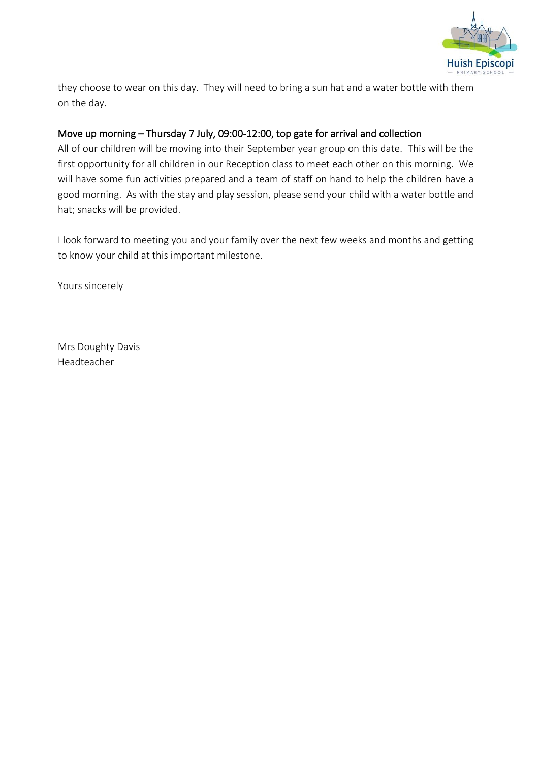they choose to wear on this day. They will need to bring a sun hat and a water bottle with them on the day.

## Move up morning – Thursday 7 July, 09:00-12:00, top gate for arrival and collection

All of our children will be moving into their September year group on this date. This will be the first opportunity for all children in our Reception class to meet each other on this morning. We will have some fun activities prepared and a team of staff on hand to help the children have a good morning. As with the stay and play session, please send your child with a water bottle and hat; snacks will be provided.

I look forward to meeting you and your family over the next few weeks and months and getting to know your child at this important milestone.

Yours sincerely

Mrs Doughty Davis
Headteacher